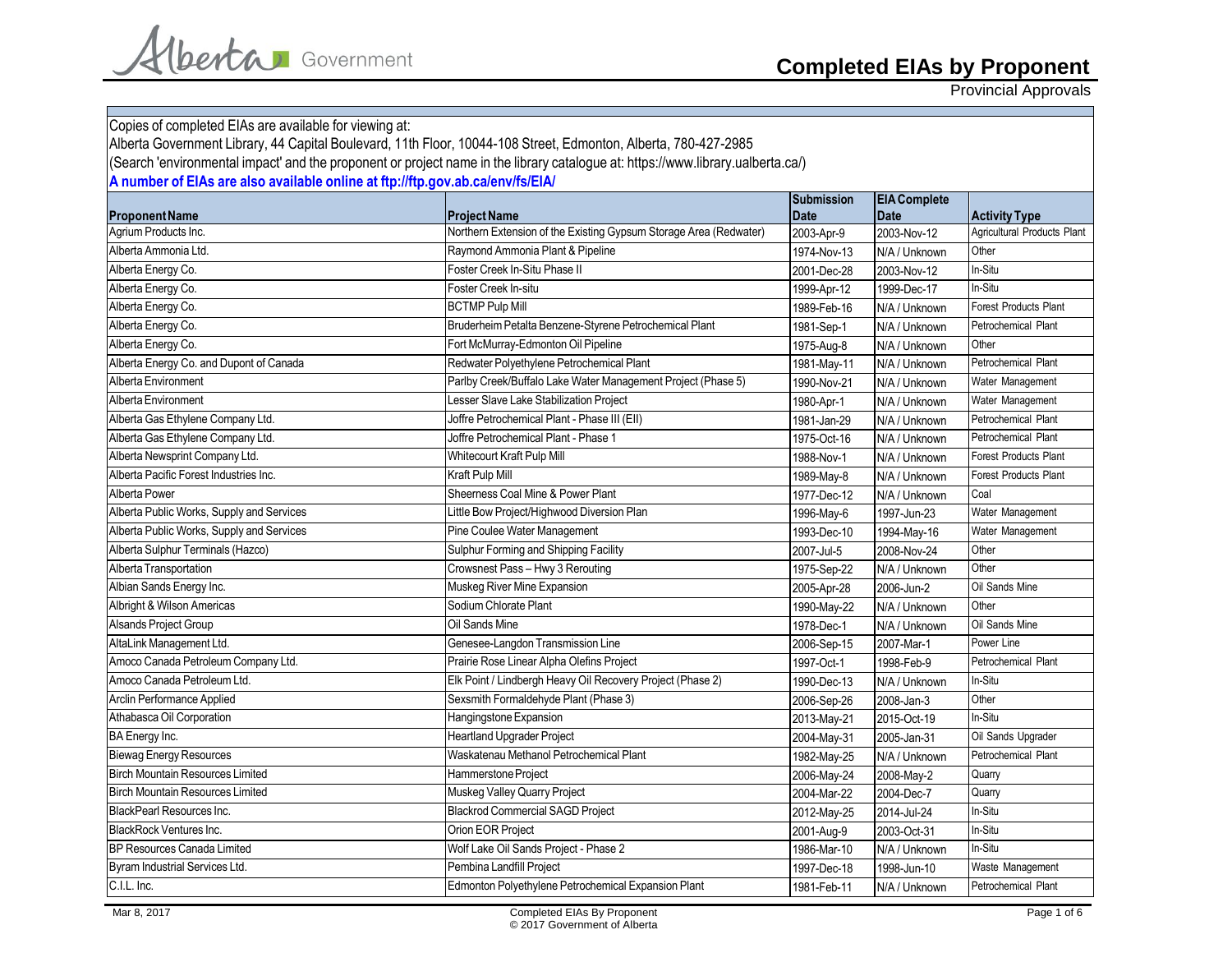# Completed EIAs by Proponent

Provincial Approvals

Copies of completed EIAs are available for viewing at:
Alberta Government Library, 44 Capital Boulevard, 11th Floor, 10044-108 Street, Edmonton, Alberta, 780-427-2985
(Search 'environmental impact' and the proponent or project name in the library catalogue at: https://www.library.ualberta.ca/)
**A number of EIAs are also available online at ftp://ftp.gov.ab.ca/env/fs/EIA/**

| Proponent Name | Project Name | Submission Date | EIA Complete Date | Activity Type |
|---|---|---|---|---|
| Agrium Products Inc. | Northern Extension of the Existing Gypsum Storage Area (Redwater) | 2003-Apr-9 | 2003-Nov-12 | Agricultural Products Plant |
| Alberta Ammonia Ltd. | Raymond Ammonia Plant & Pipeline | 1974-Nov-13 | N/A / Unknown | Other |
| Alberta Energy Co. | Foster Creek In-Situ Phase II | 2001-Dec-28 | 2003-Nov-12 | In-Situ |
| Alberta Energy Co. | Foster Creek In-situ | 1999-Apr-12 | 1999-Dec-17 | In-Situ |
| Alberta Energy Co. | BCTMP Pulp Mill | 1989-Feb-16 | N/A / Unknown | Forest Products Plant |
| Alberta Energy Co. | Bruderheim Petalta Benzene-Styrene Petrochemical Plant | 1981-Sep-1 | N/A / Unknown | Petrochemical Plant |
| Alberta Energy Co. | Fort McMurray-Edmonton Oil Pipeline | 1975-Aug-8 | N/A / Unknown | Other |
| Alberta Energy Co. and Dupont of Canada | Redwater Polyethylene Petrochemical Plant | 1981-May-11 | N/A / Unknown | Petrochemical Plant |
| Alberta Environment | Parlby Creek/Buffalo Lake Water Management Project (Phase 5) | 1990-Nov-21 | N/A / Unknown | Water Management |
| Alberta Environment | Lesser Slave Lake Stabilization Project | 1980-Apr-1 | N/A / Unknown | Water Management |
| Alberta Gas Ethylene Company Ltd. | Joffre Petrochemical Plant - Phase III (EII) | 1981-Jan-29 | N/A / Unknown | Petrochemical Plant |
| Alberta Gas Ethylene Company Ltd. | Joffre Petrochemical Plant - Phase 1 | 1975-Oct-16 | N/A / Unknown | Petrochemical Plant |
| Alberta Newsprint Company Ltd. | Whitecourt Kraft Pulp Mill | 1988-Nov-1 | N/A / Unknown | Forest Products Plant |
| Alberta Pacific Forest Industries Inc. | Kraft Pulp Mill | 1989-May-8 | N/A / Unknown | Forest Products Plant |
| Alberta Power | Sheerness Coal Mine & Power Plant | 1977-Dec-12 | N/A / Unknown | Coal |
| Alberta Public Works, Supply and Services | Little Bow Project/Highwood Diversion Plan | 1996-May-6 | 1997-Jun-23 | Water Management |
| Alberta Public Works, Supply and Services | Pine Coulee Water Management | 1993-Dec-10 | 1994-May-16 | Water Management |
| Alberta Sulphur Terminals (Hazco) | Sulphur Forming and Shipping Facility | 2007-Jul-5 | 2008-Nov-24 | Other |
| Alberta Transportation | Crowsnest Pass – Hwy 3 Rerouting | 1975-Sep-22 | N/A / Unknown | Other |
| Albian Sands Energy Inc. | Muskeg River Mine Expansion | 2005-Apr-28 | 2006-Jun-2 | Oil Sands Mine |
| Albright & Wilson Americas | Sodium Chlorate Plant | 1990-May-22 | N/A / Unknown | Other |
| Alsands Project Group | Oil Sands Mine | 1978-Dec-1 | N/A / Unknown | Oil Sands Mine |
| AltaLink Management Ltd. | Genesee-Langdon Transmission Line | 2006-Sep-15 | 2007-Mar-1 | Power Line |
| Amoco Canada Petroleum Company Ltd. | Prairie Rose Linear Alpha Olefins Project | 1997-Oct-1 | 1998-Feb-9 | Petrochemical Plant |
| Amoco Canada Petroleum Ltd. | Elk Point / Lindbergh Heavy Oil Recovery Project (Phase 2) | 1990-Dec-13 | N/A / Unknown | In-Situ |
| Arclin Performance Applied | Sexsmith Formaldehyde Plant (Phase 3) | 2006-Sep-26 | 2008-Jan-3 | Other |
| Athabasca Oil Corporation | Hangingstone Expansion | 2013-May-21 | 2015-Oct-19 | In-Situ |
| BA Energy Inc. | Heartland Upgrader Project | 2004-May-31 | 2005-Jan-31 | Oil Sands Upgrader |
| Biewag Energy Resources | Waskatenau Methanol Petrochemical Plant | 1982-May-25 | N/A / Unknown | Petrochemical Plant |
| Birch Mountain Resources Limited | Hammerstone Project | 2006-May-24 | 2008-May-2 | Quarry |
| Birch Mountain Resources Limited | Muskeg Valley Quarry Project | 2004-Mar-22 | 2004-Dec-7 | Quarry |
| BlackPearl Resources Inc. | Blackrod Commercial SAGD Project | 2012-May-25 | 2014-Jul-24 | In-Situ |
| BlackRock Ventures Inc. | Orion EOR Project | 2001-Aug-9 | 2003-Oct-31 | In-Situ |
| BP Resources Canada Limited | Wolf Lake Oil Sands Project - Phase 2 | 1986-Mar-10 | N/A / Unknown | In-Situ |
| Byram Industrial Services Ltd. | Pembina Landfill Project | 1997-Dec-18 | 1998-Jun-10 | Waste Management |
| C.I.L. Inc. | Edmonton Polyethylene Petrochemical Expansion Plant | 1981-Feb-11 | N/A / Unknown | Petrochemical Plant |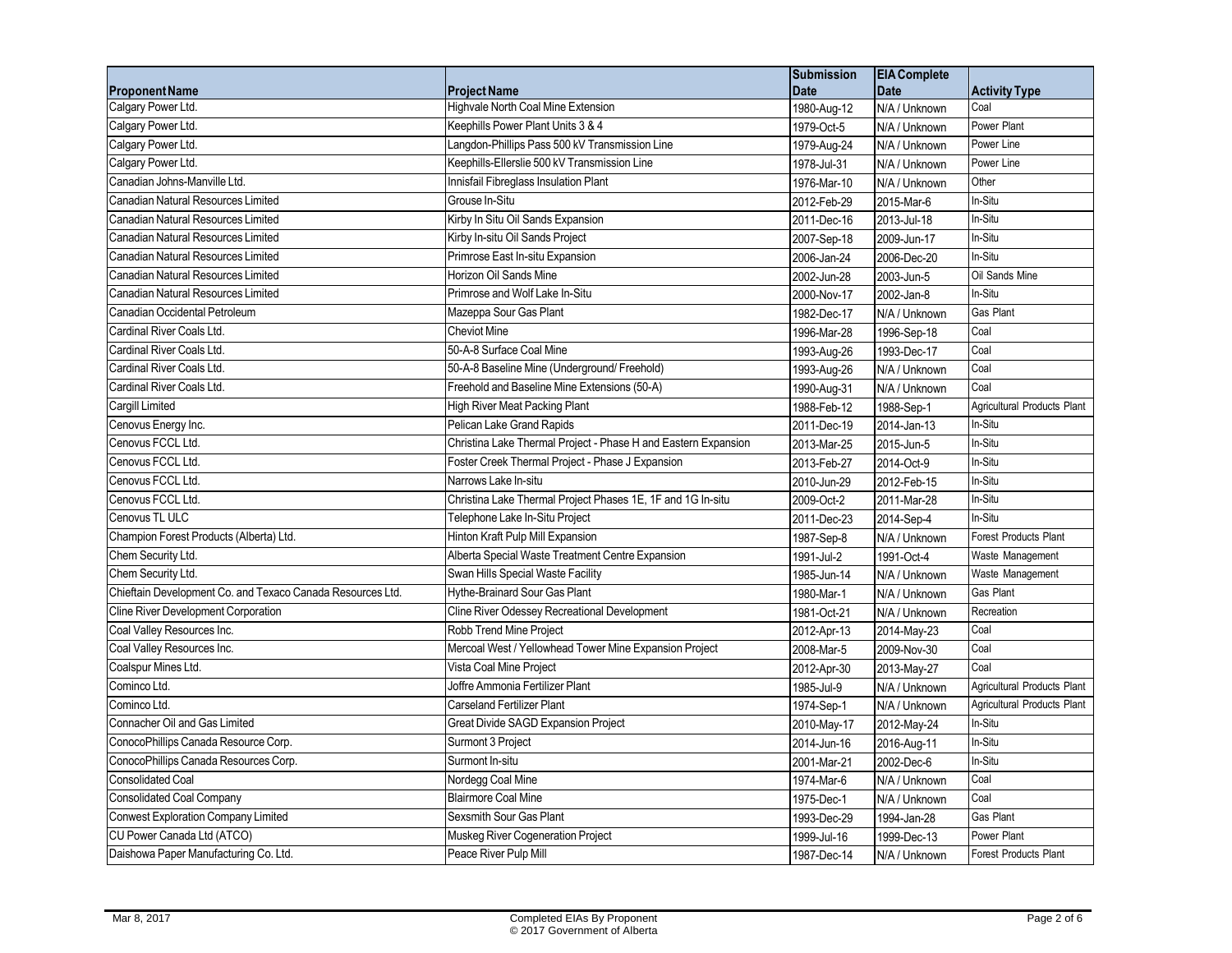| Proponent Name | Project Name | Submission Date | EIA Complete Date | Activity Type |
|---|---|---|---|---|
| Calgary Power Ltd. | Highvale North Coal Mine Extension | 1980-Aug-12 | N/A / Unknown | Coal |
| Calgary Power Ltd. | Keephills Power Plant Units 3 & 4 | 1979-Oct-5 | N/A / Unknown | Power Plant |
| Calgary Power Ltd. | Langdon-Phillips Pass 500 kV Transmission Line | 1979-Aug-24 | N/A / Unknown | Power Line |
| Calgary Power Ltd. | Keephills-Ellerslie 500 kV Transmission Line | 1978-Jul-31 | N/A / Unknown | Power Line |
| Canadian Johns-Manville Ltd. | Innisfail Fibreglass Insulation Plant | 1976-Mar-10 | N/A / Unknown | Other |
| Canadian Natural Resources Limited | Grouse In-Situ | 2012-Feb-29 | 2015-Mar-6 | In-Situ |
| Canadian Natural Resources Limited | Kirby In Situ Oil Sands Expansion | 2011-Dec-16 | 2013-Jul-18 | In-Situ |
| Canadian Natural Resources Limited | Kirby In-situ Oil Sands Project | 2007-Sep-18 | 2009-Jun-17 | In-Situ |
| Canadian Natural Resources Limited | Primrose East In-situ Expansion | 2006-Jan-24 | 2006-Dec-20 | In-Situ |
| Canadian Natural Resources Limited | Horizon Oil Sands Mine | 2002-Jun-28 | 2003-Jun-5 | Oil Sands Mine |
| Canadian Natural Resources Limited | Primrose and Wolf Lake In-Situ | 2000-Nov-17 | 2002-Jan-8 | In-Situ |
| Canadian Occidental Petroleum | Mazeppa Sour Gas Plant | 1982-Dec-17 | N/A / Unknown | Gas Plant |
| Cardinal River Coals Ltd. | Cheviot Mine | 1996-Mar-28 | 1996-Sep-18 | Coal |
| Cardinal River Coals Ltd. | 50-A-8 Surface Coal Mine | 1993-Aug-26 | 1993-Dec-17 | Coal |
| Cardinal River Coals Ltd. | 50-A-8 Baseline Mine (Underground/ Freehold) | 1993-Aug-26 | N/A / Unknown | Coal |
| Cardinal River Coals Ltd. | Freehold and Baseline Mine Extensions (50-A) | 1990-Aug-31 | N/A / Unknown | Coal |
| Cargill Limited | High River Meat Packing Plant | 1988-Feb-12 | 1988-Sep-1 | Agricultural Products Plant |
| Cenovus Energy Inc. | Pelican Lake Grand Rapids | 2011-Dec-19 | 2014-Jan-13 | In-Situ |
| Cenovus FCCL Ltd. | Christina Lake Thermal Project - Phase H and Eastern Expansion | 2013-Mar-25 | 2015-Jun-5 | In-Situ |
| Cenovus FCCL Ltd. | Foster Creek Thermal Project - Phase J Expansion | 2013-Feb-27 | 2014-Oct-9 | In-Situ |
| Cenovus FCCL Ltd. | Narrows Lake In-situ | 2010-Jun-29 | 2012-Feb-15 | In-Situ |
| Cenovus FCCL Ltd. | Christina Lake Thermal Project Phases 1E, 1F and 1G In-situ | 2009-Oct-2 | 2011-Mar-28 | In-Situ |
| Cenovus TL ULC | Telephone Lake In-Situ Project | 2011-Dec-23 | 2014-Sep-4 | In-Situ |
| Champion Forest Products (Alberta) Ltd. | Hinton Kraft Pulp Mill Expansion | 1987-Sep-8 | N/A / Unknown | Forest Products Plant |
| Chem Security Ltd. | Alberta Special Waste Treatment Centre Expansion | 1991-Jul-2 | 1991-Oct-4 | Waste Management |
| Chem Security Ltd. | Swan Hills Special Waste Facility | 1985-Jun-14 | N/A / Unknown | Waste Management |
| Chieftain Development Co. and Texaco Canada Resources Ltd. | Hythe-Brainard Sour Gas Plant | 1980-Mar-1 | N/A / Unknown | Gas Plant |
| Cline River Development Corporation | Cline River Odessey Recreational Development | 1981-Oct-21 | N/A / Unknown | Recreation |
| Coal Valley Resources Inc. | Robb Trend Mine Project | 2012-Apr-13 | 2014-May-23 | Coal |
| Coal Valley Resources Inc. | Mercoal West / Yellowhead Tower Mine Expansion Project | 2008-Mar-5 | 2009-Nov-30 | Coal |
| Coalspur Mines Ltd. | Vista Coal Mine Project | 2012-Apr-30 | 2013-May-27 | Coal |
| Cominco Ltd. | Joffre Ammonia Fertilizer Plant | 1985-Jul-9 | N/A / Unknown | Agricultural Products Plant |
| Cominco Ltd. | Carseland Fertilizer Plant | 1974-Sep-1 | N/A / Unknown | Agricultural Products Plant |
| Connacher Oil and Gas Limited | Great Divide SAGD Expansion Project | 2010-May-17 | 2012-May-24 | In-Situ |
| ConocoPhillips Canada Resource Corp. | Surmont 3 Project | 2014-Jun-16 | 2016-Aug-11 | In-Situ |
| ConocoPhillips Canada Resources Corp. | Surmont In-situ | 2001-Mar-21 | 2002-Dec-6 | In-Situ |
| Consolidated Coal | Nordegg Coal Mine | 1974-Mar-6 | N/A / Unknown | Coal |
| Consolidated Coal Company | Blairmore Coal Mine | 1975-Dec-1 | N/A / Unknown | Coal |
| Conwest Exploration Company Limited | Sexsmith Sour Gas Plant | 1993-Dec-29 | 1994-Jan-28 | Gas Plant |
| CU Power Canada Ltd (ATCO) | Muskeg River Cogeneration Project | 1999-Jul-16 | 1999-Dec-13 | Power Plant |
| Daishowa Paper Manufacturing Co. Ltd. | Peace River Pulp Mill | 1987-Dec-14 | N/A / Unknown | Forest Products Plant |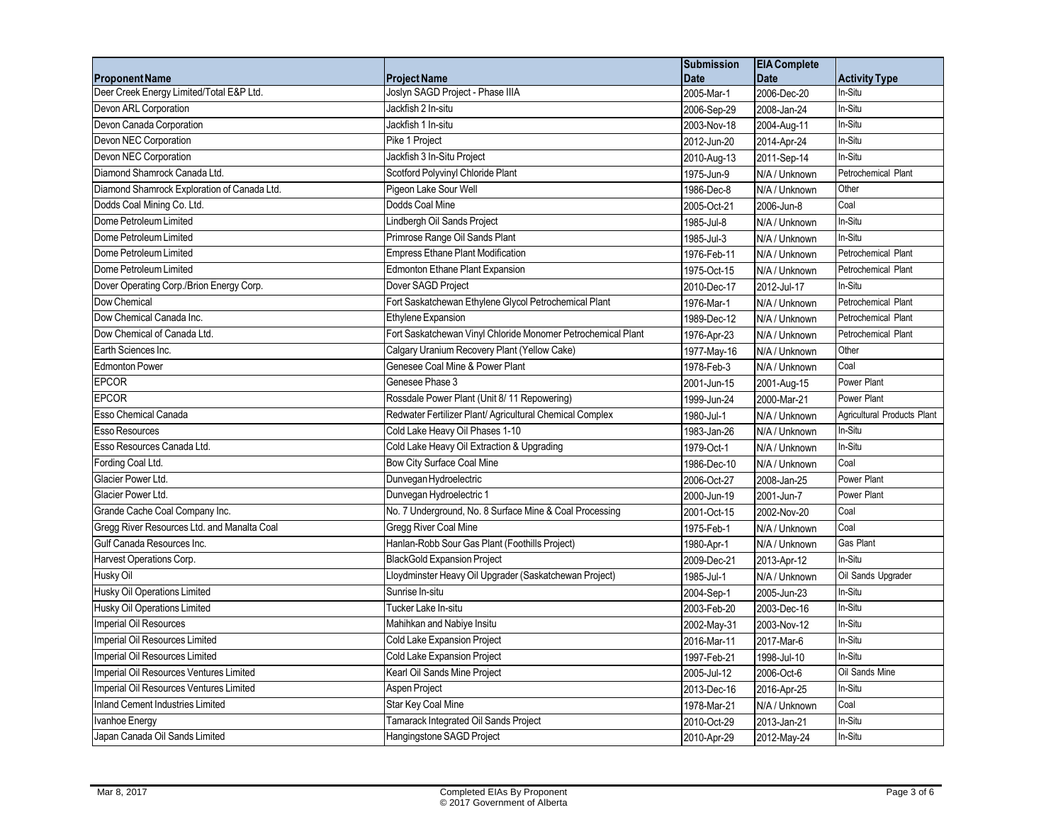| Proponent Name | Project Name | Submission Date | EIA Complete Date | Activity Type |
|---|---|---|---|---|
| Deer Creek Energy Limited/Total E&P Ltd. | Joslyn SAGD Project - Phase IIIA | 2005-Mar-1 | 2006-Dec-20 | In-Situ |
| Devon ARL Corporation | Jackfish 2 In-situ | 2006-Sep-29 | 2008-Jan-24 | In-Situ |
| Devon Canada Corporation | Jackfish 1 In-situ | 2003-Nov-18 | 2004-Aug-11 | In-Situ |
| Devon NEC Corporation | Pike 1 Project | 2012-Jun-20 | 2014-Apr-24 | In-Situ |
| Devon NEC Corporation | Jackfish 3 In-Situ Project | 2010-Aug-13 | 2011-Sep-14 | In-Situ |
| Diamond Shamrock Canada Ltd. | Scotford Polyvinyl Chloride Plant | 1975-Jun-9 | N/A / Unknown | Petrochemical Plant |
| Diamond Shamrock Exploration of Canada Ltd. | Pigeon Lake Sour Well | 1986-Dec-8 | N/A / Unknown | Other |
| Dodds Coal Mining Co. Ltd. | Dodds Coal Mine | 2005-Oct-21 | 2006-Jun-8 | Coal |
| Dome Petroleum Limited | Lindbergh Oil Sands Project | 1985-Jul-8 | N/A / Unknown | In-Situ |
| Dome Petroleum Limited | Primrose Range Oil Sands Plant | 1985-Jul-3 | N/A / Unknown | In-Situ |
| Dome Petroleum Limited | Empress Ethane Plant Modification | 1976-Feb-11 | N/A / Unknown | Petrochemical Plant |
| Dome Petroleum Limited | Edmonton Ethane Plant Expansion | 1975-Oct-15 | N/A / Unknown | Petrochemical Plant |
| Dover Operating Corp./Brion Energy Corp. | Dover SAGD Project | 2010-Dec-17 | 2012-Jul-17 | In-Situ |
| Dow Chemical | Fort Saskatchewan Ethylene Glycol Petrochemical Plant | 1976-Mar-1 | N/A / Unknown | Petrochemical Plant |
| Dow Chemical Canada Inc. | Ethylene Expansion | 1989-Dec-12 | N/A / Unknown | Petrochemical Plant |
| Dow Chemical of Canada Ltd. | Fort Saskatchewan Vinyl Chloride Monomer Petrochemical Plant | 1976-Apr-23 | N/A / Unknown | Petrochemical Plant |
| Earth Sciences Inc. | Calgary Uranium Recovery Plant (Yellow Cake) | 1977-May-16 | N/A / Unknown | Other |
| Edmonton Power | Genesee Coal Mine & Power Plant | 1978-Feb-3 | N/A / Unknown | Coal |
| EPCOR | Genesee Phase 3 | 2001-Jun-15 | 2001-Aug-15 | Power Plant |
| EPCOR | Rossdale Power Plant (Unit 8/ 11 Repowering) | 1999-Jun-24 | 2000-Mar-21 | Power Plant |
| Esso Chemical Canada | Redwater Fertilizer Plant/ Agricultural Chemical Complex | 1980-Jul-1 | N/A / Unknown | Agricultural Products Plant |
| Esso Resources | Cold Lake Heavy Oil Phases 1-10 | 1983-Jan-26 | N/A / Unknown | In-Situ |
| Esso Resources Canada Ltd. | Cold Lake Heavy Oil Extraction & Upgrading | 1979-Oct-1 | N/A / Unknown | In-Situ |
| Fording Coal Ltd. | Bow City Surface Coal Mine | 1986-Dec-10 | N/A / Unknown | Coal |
| Glacier Power Ltd. | Dunvegan Hydroelectric | 2006-Oct-27 | 2008-Jan-25 | Power Plant |
| Glacier Power Ltd. | Dunvegan Hydroelectric 1 | 2000-Jun-19 | 2001-Jun-7 | Power Plant |
| Grande Cache Coal Company Inc. | No. 7 Underground, No. 8 Surface Mine & Coal Processing | 2001-Oct-15 | 2002-Nov-20 | Coal |
| Gregg River Resources Ltd. and Manalta Coal | Gregg River Coal Mine | 1975-Feb-1 | N/A / Unknown | Coal |
| Gulf Canada Resources Inc. | Hanlan-Robb Sour Gas Plant (Foothills Project) | 1980-Apr-1 | N/A / Unknown | Gas Plant |
| Harvest Operations Corp. | BlackGold Expansion Project | 2009-Dec-21 | 2013-Apr-12 | In-Situ |
| Husky Oil | Lloydminster Heavy Oil Upgrader (Saskatchewan Project) | 1985-Jul-1 | N/A / Unknown | Oil Sands Upgrader |
| Husky Oil Operations Limited | Sunrise In-situ | 2004-Sep-1 | 2005-Jun-23 | In-Situ |
| Husky Oil Operations Limited | Tucker Lake In-situ | 2003-Feb-20 | 2003-Dec-16 | In-Situ |
| Imperial Oil Resources | Mahihkan and Nabiye Insitu | 2002-May-31 | 2003-Nov-12 | In-Situ |
| Imperial Oil Resources Limited | Cold Lake Expansion Project | 2016-Mar-11 | 2017-Mar-6 | In-Situ |
| Imperial Oil Resources Limited | Cold Lake Expansion Project | 1997-Feb-21 | 1998-Jul-10 | In-Situ |
| Imperial Oil Resources Ventures Limited | Kearl Oil Sands Mine Project | 2005-Jul-12 | 2006-Oct-6 | Oil Sands Mine |
| Imperial Oil Resources Ventures Limited | Aspen Project | 2013-Dec-16 | 2016-Apr-25 | In-Situ |
| Inland Cement Industries Limited | Star Key Coal Mine | 1978-Mar-21 | N/A / Unknown | Coal |
| Ivanhoe Energy | Tamarack Integrated Oil Sands Project | 2010-Oct-29 | 2013-Jan-21 | In-Situ |
| Japan Canada Oil Sands Limited | Hangingstone SAGD Project | 2010-Apr-29 | 2012-May-24 | In-Situ |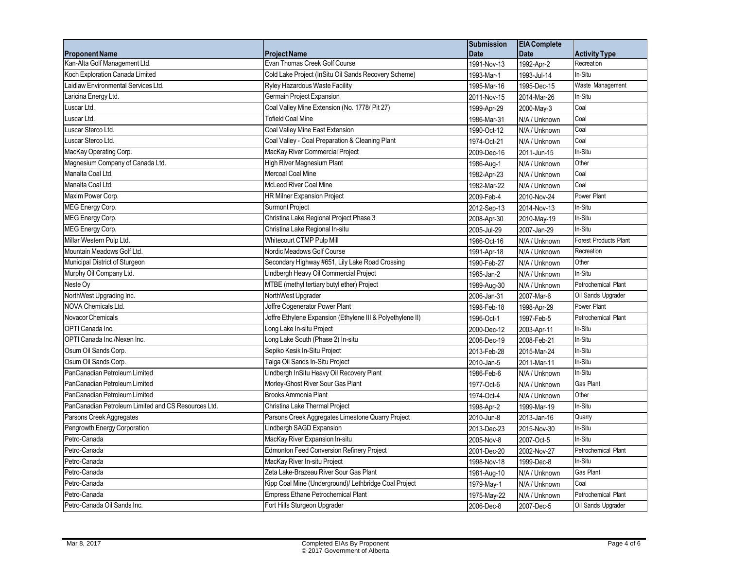| Proponent Name | Project Name | Submission Date | EIA Complete Date | Activity Type |
|---|---|---|---|---|
| Kan-Alta Golf Management Ltd. | Evan Thomas Creek Golf Course | 1991-Nov-13 | 1992-Apr-2 | Recreation |
| Koch Exploration Canada Limited | Cold Lake Project (InSitu Oil Sands Recovery Scheme) | 1993-Mar-1 | 1993-Jul-14 | In-Situ |
| Laidlaw Environmental Services Ltd. | Ryley Hazardous Waste Facility | 1995-Mar-16 | 1995-Dec-15 | Waste Management |
| Laricina Energy Ltd. | Germain Project Expansion | 2011-Nov-15 | 2014-Mar-26 | In-Situ |
| Luscar Ltd. | Coal Valley Mine Extension (No. 1778/ Pit 27) | 1999-Apr-29 | 2000-May-3 | Coal |
| Luscar Ltd. | Tofield Coal Mine | 1986-Mar-31 | N/A / Unknown | Coal |
| Luscar Sterco Ltd. | Coal Valley Mine East Extension | 1990-Oct-12 | N/A / Unknown | Coal |
| Luscar Sterco Ltd. | Coal Valley - Coal Preparation & Cleaning Plant | 1974-Oct-21 | N/A / Unknown | Coal |
| MacKay Operating Corp. | MacKay River Commercial Project | 2009-Dec-16 | 2011-Jun-15 | In-Situ |
| Magnesium Company of Canada Ltd. | High River Magnesium Plant | 1986-Aug-1 | N/A / Unknown | Other |
| Manalta Coal Ltd. | Mercoal Coal Mine | 1982-Apr-23 | N/A / Unknown | Coal |
| Manalta Coal Ltd. | McLeod River Coal Mine | 1982-Mar-22 | N/A / Unknown | Coal |
| Maxim Power Corp. | HR Milner Expansion Project | 2009-Feb-4 | 2010-Nov-24 | Power Plant |
| MEG Energy Corp. | Surmont Project | 2012-Sep-13 | 2014-Nov-13 | In-Situ |
| MEG Energy Corp. | Christina Lake Regional Project Phase 3 | 2008-Apr-30 | 2010-May-19 | In-Situ |
| MEG Energy Corp. | Christina Lake Regional In-situ | 2005-Jul-29 | 2007-Jan-29 | In-Situ |
| Millar Western Pulp Ltd. | Whitecourt CTMP Pulp Mill | 1986-Oct-16 | N/A / Unknown | Forest Products Plant |
| Mountain Meadows Golf Ltd. | Nordic Meadows Golf Course | 1991-Apr-18 | N/A / Unknown | Recreation |
| Municipal District of Sturgeon | Secondary Highway #651, Lily Lake Road Crossing | 1990-Feb-27 | N/A / Unknown | Other |
| Murphy Oil Company Ltd. | Lindbergh Heavy Oil Commercial Project | 1985-Jan-2 | N/A / Unknown | In-Situ |
| Neste Oy | MTBE (methyl tertiary butyl ether) Project | 1989-Aug-30 | N/A / Unknown | Petrochemical Plant |
| NorthWest Upgrading Inc. | NorthWest Upgrader | 2006-Jan-31 | 2007-Mar-6 | Oil Sands Upgrader |
| NOVA Chemicals Ltd. | Joffre Cogenerator Power Plant | 1998-Feb-18 | 1998-Apr-29 | Power Plant |
| Novacor Chemicals | Joffre Ethylene Expansion (Ethylene III & Polyethylene II) | 1996-Oct-1 | 1997-Feb-5 | Petrochemical Plant |
| OPTI Canada Inc. | Long Lake In-situ Project | 2000-Dec-12 | 2003-Apr-11 | In-Situ |
| OPTI Canada Inc./Nexen Inc. | Long Lake South (Phase 2) In-situ | 2006-Dec-19 | 2008-Feb-21 | In-Situ |
| Osum Oil Sands Corp. | Sepiko Kesik In-Situ Project | 2013-Feb-28 | 2015-Mar-24 | In-Situ |
| Osum Oil Sands Corp. | Taiga Oil Sands In-Situ Project | 2010-Jan-5 | 2011-Mar-11 | In-Situ |
| PanCanadian Petroleum Limited | Lindbergh InSitu Heavy Oil Recovery Plant | 1986-Feb-6 | N/A / Unknown | In-Situ |
| PanCanadian Petroleum Limited | Morley-Ghost River Sour Gas Plant | 1977-Oct-6 | N/A / Unknown | Gas Plant |
| PanCanadian Petroleum Limited | Brooks Ammonia Plant | 1974-Oct-4 | N/A / Unknown | Other |
| PanCanadian Petroleum Limited and CS Resources Ltd. | Christina Lake Thermal Project | 1998-Apr-2 | 1999-Mar-19 | In-Situ |
| Parsons Creek Aggregates | Parsons Creek Aggregates Limestone Quarry Project | 2010-Jun-8 | 2013-Jan-16 | Quarry |
| Pengrowth Energy Corporation | Lindbergh SAGD Expansion | 2013-Dec-23 | 2015-Nov-30 | In-Situ |
| Petro-Canada | MacKay River Expansion In-situ | 2005-Nov-8 | 2007-Oct-5 | In-Situ |
| Petro-Canada | Edmonton Feed Conversion Refinery Project | 2001-Dec-20 | 2002-Nov-27 | Petrochemical Plant |
| Petro-Canada | MacKay River In-situ Project | 1998-Nov-18 | 1999-Dec-8 | In-Situ |
| Petro-Canada | Zeta Lake-Brazeau River Sour Gas Plant | 1981-Aug-10 | N/A / Unknown | Gas Plant |
| Petro-Canada | Kipp Coal Mine (Underground)/ Lethbridge Coal Project | 1979-May-1 | N/A / Unknown | Coal |
| Petro-Canada | Empress Ethane Petrochemical Plant | 1975-May-22 | N/A / Unknown | Petrochemical Plant |
| Petro-Canada Oil Sands Inc. | Fort Hills Sturgeon Upgrader | 2006-Dec-8 | 2007-Dec-5 | Oil Sands Upgrader |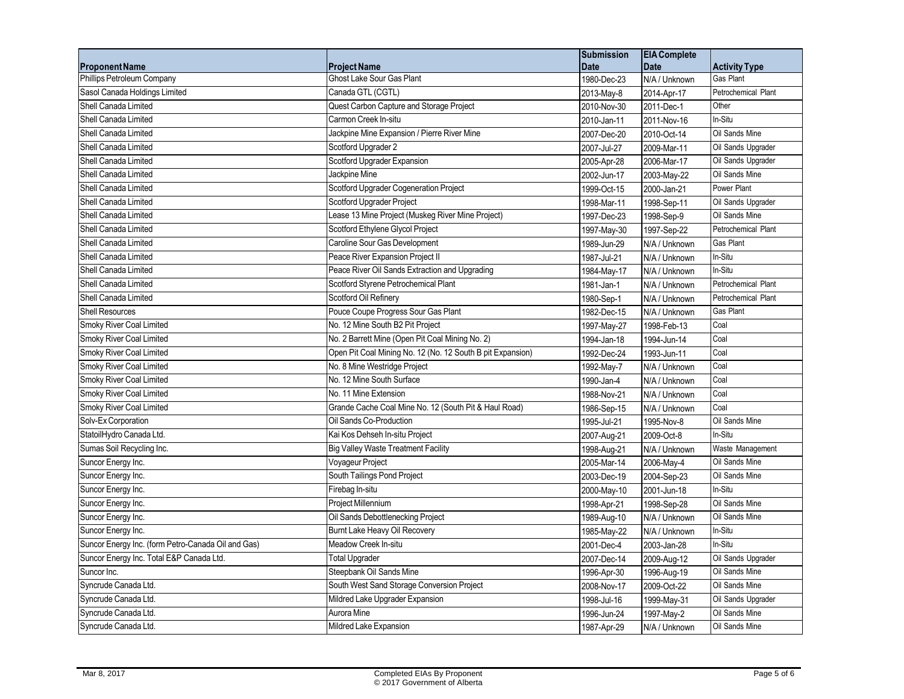| Proponent Name | Project Name | Submission Date | EIA Complete Date | Activity Type |
|---|---|---|---|---|
| Phillips Petroleum Company | Ghost Lake Sour Gas Plant | 1980-Dec-23 | N/A / Unknown | Gas Plant |
| Sasol Canada Holdings Limited | Canada GTL (CGTL) | 2013-May-8 | 2014-Apr-17 | Petrochemical Plant |
| Shell Canada Limited | Quest Carbon Capture and Storage Project | 2010-Nov-30 | 2011-Dec-1 | Other |
| Shell Canada Limited | Carmon Creek In-situ | 2010-Jan-11 | 2011-Nov-16 | In-Situ |
| Shell Canada Limited | Jackpine Mine Expansion / Pierre River Mine | 2007-Dec-20 | 2010-Oct-14 | Oil Sands Mine |
| Shell Canada Limited | Scotford Upgrader 2 | 2007-Jul-27 | 2009-Mar-11 | Oil Sands Upgrader |
| Shell Canada Limited | Scotford Upgrader Expansion | 2005-Apr-28 | 2006-Mar-17 | Oil Sands Upgrader |
| Shell Canada Limited | Jackpine Mine | 2002-Jun-17 | 2003-May-22 | Oil Sands Mine |
| Shell Canada Limited | Scotford Upgrader Cogeneration Project | 1999-Oct-15 | 2000-Jan-21 | Power Plant |
| Shell Canada Limited | Scotford Upgrader Project | 1998-Mar-11 | 1998-Sep-11 | Oil Sands Upgrader |
| Shell Canada Limited | Lease 13 Mine Project (Muskeg River Mine Project) | 1997-Dec-23 | 1998-Sep-9 | Oil Sands Mine |
| Shell Canada Limited | Scotford Ethylene Glycol Project | 1997-May-30 | 1997-Sep-22 | Petrochemical Plant |
| Shell Canada Limited | Caroline Sour Gas Development | 1989-Jun-29 | N/A / Unknown | Gas Plant |
| Shell Canada Limited | Peace River Expansion Project II | 1987-Jul-21 | N/A / Unknown | In-Situ |
| Shell Canada Limited | Peace River Oil Sands Extraction and Upgrading | 1984-May-17 | N/A / Unknown | In-Situ |
| Shell Canada Limited | Scotford Styrene Petrochemical Plant | 1981-Jan-1 | N/A / Unknown | Petrochemical Plant |
| Shell Canada Limited | Scotford Oil Refinery | 1980-Sep-1 | N/A / Unknown | Petrochemical Plant |
| Shell Resources | Pouce Coupe Progress Sour Gas Plant | 1982-Dec-15 | N/A / Unknown | Gas Plant |
| Smoky River Coal Limited | No. 12 Mine South B2 Pit Project | 1997-May-27 | 1998-Feb-13 | Coal |
| Smoky River Coal Limited | No. 2 Barrett Mine (Open Pit Coal Mining No. 2) | 1994-Jan-18 | 1994-Jun-14 | Coal |
| Smoky River Coal Limited | Open Pit Coal Mining No. 12 (No. 12 South B pit Expansion) | 1992-Dec-24 | 1993-Jun-11 | Coal |
| Smoky River Coal Limited | No. 8 Mine Westridge Project | 1992-May-7 | N/A / Unknown | Coal |
| Smoky River Coal Limited | No. 12 Mine South Surface | 1990-Jan-4 | N/A / Unknown | Coal |
| Smoky River Coal Limited | No. 11 Mine Extension | 1988-Nov-21 | N/A / Unknown | Coal |
| Smoky River Coal Limited | Grande Cache Coal Mine No. 12 (South Pit & Haul Road) | 1986-Sep-15 | N/A / Unknown | Coal |
| Solv-Ex Corporation | Oil Sands Co-Production | 1995-Jul-21 | 1995-Nov-8 | Oil Sands Mine |
| StatoilHydro Canada Ltd. | Kai Kos Dehseh In-situ Project | 2007-Aug-21 | 2009-Oct-8 | In-Situ |
| Sumas Soil Recycling Inc. | Big Valley Waste Treatment Facility | 1998-Aug-21 | N/A / Unknown | Waste Management |
| Suncor Energy Inc. | Voyageur Project | 2005-Mar-14 | 2006-May-4 | Oil Sands Mine |
| Suncor Energy Inc. | South Tailings Pond Project | 2003-Dec-19 | 2004-Sep-23 | Oil Sands Mine |
| Suncor Energy Inc. | Firebag In-situ | 2000-May-10 | 2001-Jun-18 | In-Situ |
| Suncor Energy Inc. | Project Millennium | 1998-Apr-21 | 1998-Sep-28 | Oil Sands Mine |
| Suncor Energy Inc. | Oil Sands Debottlenecking Project | 1989-Aug-10 | N/A / Unknown | Oil Sands Mine |
| Suncor Energy Inc. | Burnt Lake Heavy Oil Recovery | 1985-May-22 | N/A / Unknown | In-Situ |
| Suncor Energy Inc. (form Petro-Canada Oil and Gas) | Meadow Creek In-situ | 2001-Dec-4 | 2003-Jan-28 | In-Situ |
| Suncor Energy Inc. Total E&P Canada Ltd. | Total Upgrader | 2007-Dec-14 | 2009-Aug-12 | Oil Sands Upgrader |
| Suncor Inc. | Steepbank Oil Sands Mine | 1996-Apr-30 | 1996-Aug-19 | Oil Sands Mine |
| Syncrude Canada Ltd. | South West Sand Storage Conversion Project | 2008-Nov-17 | 2009-Oct-22 | Oil Sands Mine |
| Syncrude Canada Ltd. | Mildred Lake Upgrader Expansion | 1998-Jul-16 | 1999-May-31 | Oil Sands Upgrader |
| Syncrude Canada Ltd. | Aurora Mine | 1996-Jun-24 | 1997-May-2 | Oil Sands Mine |
| Syncrude Canada Ltd. | Mildred Lake Expansion | 1987-Apr-29 | N/A / Unknown | Oil Sands Mine |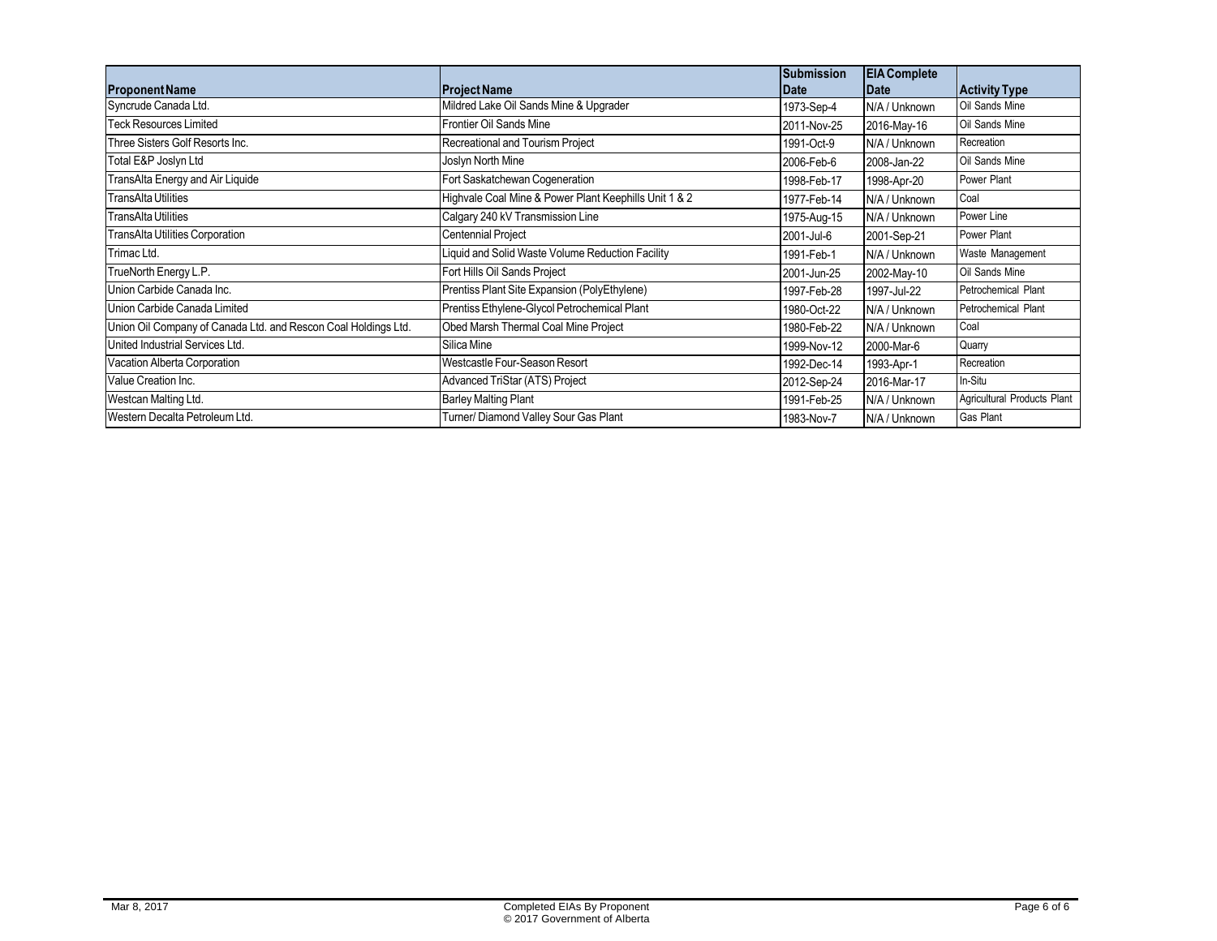| Proponent Name | Project Name | Submission Date | EIA Complete Date | Activity Type |
|---|---|---|---|---|
| Syncrude Canada Ltd. | Mildred Lake Oil Sands Mine & Upgrader | 1973-Sep-4 | N/A / Unknown | Oil Sands Mine |
| Teck Resources Limited | Frontier Oil Sands Mine | 2011-Nov-25 | 2016-May-16 | Oil Sands Mine |
| Three Sisters Golf Resorts Inc. | Recreational and Tourism Project | 1991-Oct-9 | N/A / Unknown | Recreation |
| Total E&P Joslyn Ltd | Joslyn North Mine | 2006-Feb-6 | 2008-Jan-22 | Oil Sands Mine |
| TransAlta Energy and Air Liquide | Fort Saskatchewan Cogeneration | 1998-Feb-17 | 1998-Apr-20 | Power Plant |
| TransAlta Utilities | Highvale Coal Mine & Power Plant Keephills Unit 1 & 2 | 1977-Feb-14 | N/A / Unknown | Coal |
| TransAlta Utilities | Calgary 240 kV Transmission Line | 1975-Aug-15 | N/A / Unknown | Power Line |
| TransAlta Utilities Corporation | Centennial Project | 2001-Jul-6 | 2001-Sep-21 | Power Plant |
| Trimac Ltd. | Liquid and Solid Waste Volume Reduction Facility | 1991-Feb-1 | N/A / Unknown | Waste Management |
| TrueNorth Energy L.P. | Fort Hills Oil Sands Project | 2001-Jun-25 | 2002-May-10 | Oil Sands Mine |
| Union Carbide Canada Inc. | Prentiss Plant Site Expansion (PolyEthylene) | 1997-Feb-28 | 1997-Jul-22 | Petrochemical Plant |
| Union Carbide Canada Limited | Prentiss Ethylene-Glycol Petrochemical Plant | 1980-Oct-22 | N/A / Unknown | Petrochemical Plant |
| Union Oil Company of Canada Ltd. and Rescon Coal Holdings Ltd. | Obed Marsh Thermal Coal Mine Project | 1980-Feb-22 | N/A / Unknown | Coal |
| United Industrial Services Ltd. | Silica Mine | 1999-Nov-12 | 2000-Mar-6 | Quarry |
| Vacation Alberta Corporation | Westcastle Four-Season Resort | 1992-Dec-14 | 1993-Apr-1 | Recreation |
| Value Creation Inc. | Advanced TriStar (ATS) Project | 2012-Sep-24 | 2016-Mar-17 | In-Situ |
| Westcan Malting Ltd. | Barley Malting Plant | 1991-Feb-25 | N/A / Unknown | Agricultural Products Plant |
| Western Decalta Petroleum Ltd. | Turner/ Diamond Valley Sour Gas Plant | 1983-Nov-7 | N/A / Unknown | Gas Plant |